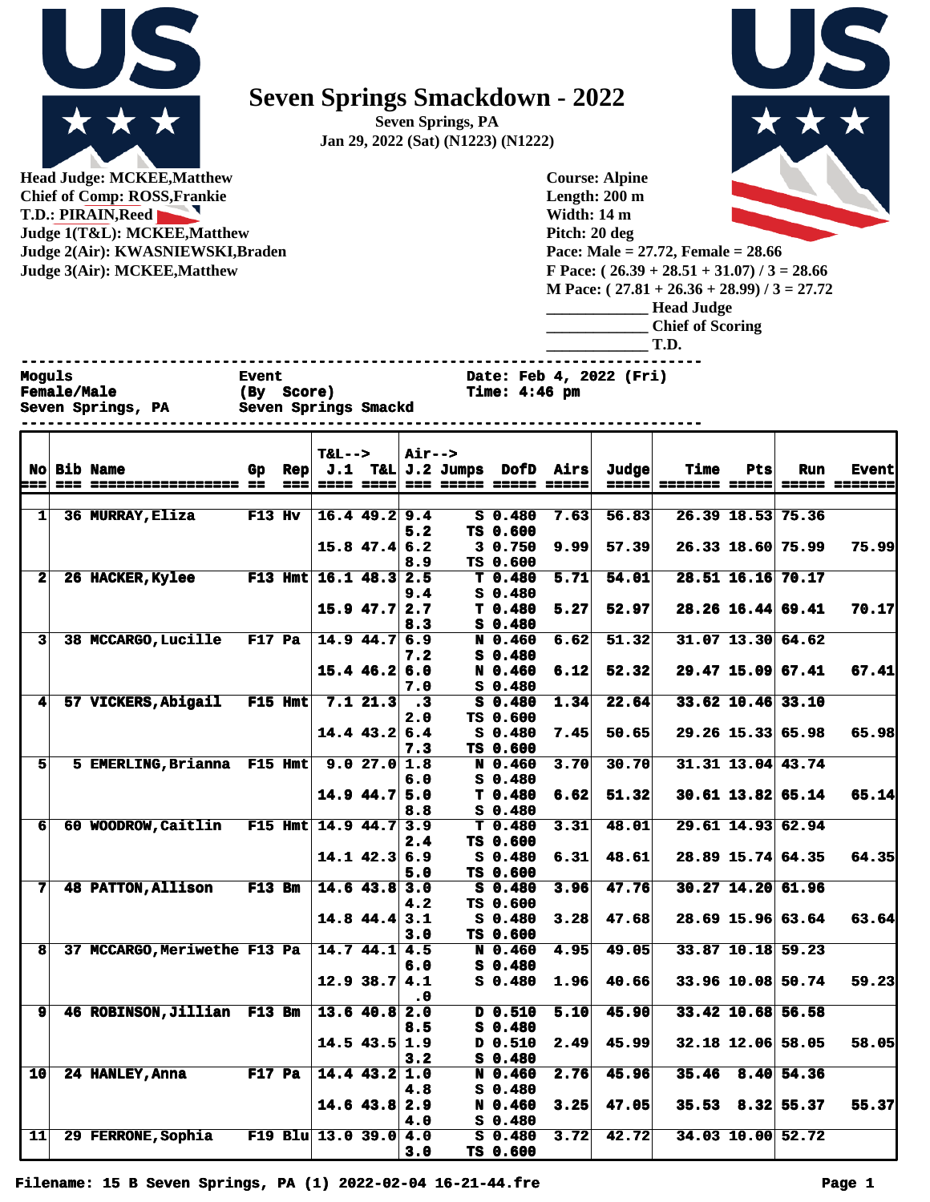# Seven Springs Smackdown - 2022

**Seven Springs, PA**
**Jan 29, 2022 (Sat) (N1223) (N1222)**

**Head Judge: MCKEE,Matthew**
**Chief of Comp: ROSS,Frankie**
**T.D.: PIRAIN,Reed**
**Judge 1(T&L): MCKEE,Matthew**
**Judge 2(Air): KWASNIEWSKI,Braden**
**Judge 3(Air): MCKEE,Matthew**

**Course: Alpine**
**Length: 200 m**
**Width: 14 m**
**Pitch: 20 deg**
**Pace: Male = 27.72, Female = 28.66**
**F Pace: ( 26.39 + 28.51 + 31.07) / 3 = 28.66**
**M Pace: ( 27.81 + 26.36 + 28.99) / 3 = 27.72**

_____________ Head Judge
_____________ Chief of Scoring
_____________ T.D.

```
Moguls                    Event                    Date: Feb 4, 2022 (Fri)
Female/Male               (By  Score)              Time: 4:46 pm
Seven Springs, PA         Seven Springs Smackd
```

| No | Bib | Name | Gp | Rep | T&L--> J.1 | T&L | Air--> J.2 | Jumps | DofD | Airs | Judge | Time | Pts | Run | Event |
|---|---|---|---|---|---|---|---|---|---|---|---|---|---|---|---|
| 1 | 36 | MURRAY,Eliza | F13 | Hv | 16.4 | 49.2 | 9.4 | S | 0.480 | 7.63 | 56.83 | 26.39 | 18.53 | 75.36 | |
| | | | | | | | 5.2 | TS | 0.600 | | | | | | |
| | | | | | 15.8 | 47.4 | 6.2 | 3 | 0.750 | 9.99 | 57.39 | 26.33 | 18.60 | 75.99 | 75.99 |
| | | | | | | | 8.9 | TS | 0.600 | | | | | | |
| 2 | 26 | HACKER,Kylee | F13 | Hmt | 16.1 | 48.3 | 2.5 | T | 0.480 | 5.71 | 54.01 | 28.51 | 16.16 | 70.17 | |
| | | | | | | | 9.4 | S | 0.480 | | | | | | |
| | | | | | 15.9 | 47.7 | 2.7 | T | 0.480 | 5.27 | 52.97 | 28.26 | 16.44 | 69.41 | 70.17 |
| | | | | | | | 8.3 | S | 0.480 | | | | | | |
| 3 | 38 | MCCARGO,Lucille | F17 | Pa | 14.9 | 44.7 | 6.9 | N | 0.460 | 6.62 | 51.32 | 31.07 | 13.30 | 64.62 | |
| | | | | | | | 7.2 | S | 0.480 | | | | | | |
| | | | | | 15.4 | 46.2 | 6.0 | N | 0.460 | 6.12 | 52.32 | 29.47 | 15.09 | 67.41 | 67.41 |
| | | | | | | | 7.0 | S | 0.480 | | | | | | |
| 4 | 57 | VICKERS,Abigail | F15 | Hmt | 7.1 | 21.3 | .3 | S | 0.480 | 1.34 | 22.64 | 33.62 | 10.46 | 33.10 | |
| | | | | | | | 2.0 | TS | 0.600 | | | | | | |
| | | | | | 14.4 | 43.2 | 6.4 | S | 0.480 | 7.45 | 50.65 | 29.26 | 15.33 | 65.98 | 65.98 |
| | | | | | | | 7.3 | TS | 0.600 | | | | | | |
| 5 | 5 | EMERLING,Brianna | F15 | Hmt | 9.0 | 27.0 | 1.8 | N | 0.460 | 3.70 | 30.70 | 31.31 | 13.04 | 43.74 | |
| | | | | | | | 6.0 | S | 0.480 | | | | | | |
| | | | | | 14.9 | 44.7 | 5.0 | T | 0.480 | 6.62 | 51.32 | 30.61 | 13.82 | 65.14 | 65.14 |
| | | | | | | | 8.8 | S | 0.480 | | | | | | |
| 6 | 60 | WOODROW,Caitlin | F15 | Hmt | 14.9 | 44.7 | 3.9 | T | 0.480 | 3.31 | 48.01 | 29.61 | 14.93 | 62.94 | |
| | | | | | | | 2.4 | TS | 0.600 | | | | | | |
| | | | | | 14.1 | 42.3 | 6.9 | S | 0.480 | 6.31 | 48.61 | 28.89 | 15.74 | 64.35 | 64.35 |
| | | | | | | | 5.0 | TS | 0.600 | | | | | | |
| 7 | 48 | PATTON,Allison | F13 | Bm | 14.6 | 43.8 | 3.0 | S | 0.480 | 3.96 | 47.76 | 30.27 | 14.20 | 61.96 | |
| | | | | | | | 4.2 | TS | 0.600 | | | | | | |
| | | | | | 14.8 | 44.4 | 3.1 | S | 0.480 | 3.28 | 47.68 | 28.69 | 15.96 | 63.64 | 63.64 |
| | | | | | | | 3.0 | TS | 0.600 | | | | | | |
| 8 | 37 | MCCARGO,Meriwethe | F13 | Pa | 14.7 | 44.1 | 4.5 | N | 0.460 | 4.95 | 49.05 | 33.87 | 10.18 | 59.23 | |
| | | | | | | | 6.0 | S | 0.480 | | | | | | |
| | | | | | 12.9 | 38.7 | 4.1 | S | 0.480 | 1.96 | 40.66 | 33.96 | 10.08 | 50.74 | 59.23 |
| | | | | | | | .0 | | | | | | | | |
| 9 | 46 | ROBINSON,Jillian | F13 | Bm | 13.6 | 40.8 | 2.0 | D | 0.510 | 5.10 | 45.90 | 33.42 | 10.68 | 56.58 | |
| | | | | | | | 8.5 | S | 0.480 | | | | | | |
| | | | | | 14.5 | 43.5 | 1.9 | D | 0.510 | 2.49 | 45.99 | 32.18 | 12.06 | 58.05 | 58.05 |
| | | | | | | | 3.2 | S | 0.480 | | | | | | |
| 10 | 24 | HANLEY,Anna | F17 | Pa | 14.4 | 43.2 | 1.0 | N | 0.460 | 2.76 | 45.96 | 35.46 | 8.40 | 54.36 | |
| | | | | | | | 4.8 | S | 0.480 | | | | | | |
| | | | | | 14.6 | 43.8 | 2.9 | N | 0.460 | 3.25 | 47.05 | 35.53 | 8.32 | 55.37 | 55.37 |
| | | | | | | | 4.0 | S | 0.480 | | | | | | |
| 11 | 29 | FERRONE,Sophia | F19 | Blu | 13.0 | 39.0 | 4.0 | S | 0.480 | 3.72 | 42.72 | 34.03 | 10.00 | 52.72 | |
| | | | | | | | 3.0 | TS | 0.600 | | | | | | |

Filename: 15 B Seven Springs, PA (1) 2022-02-04 16-21-44.fre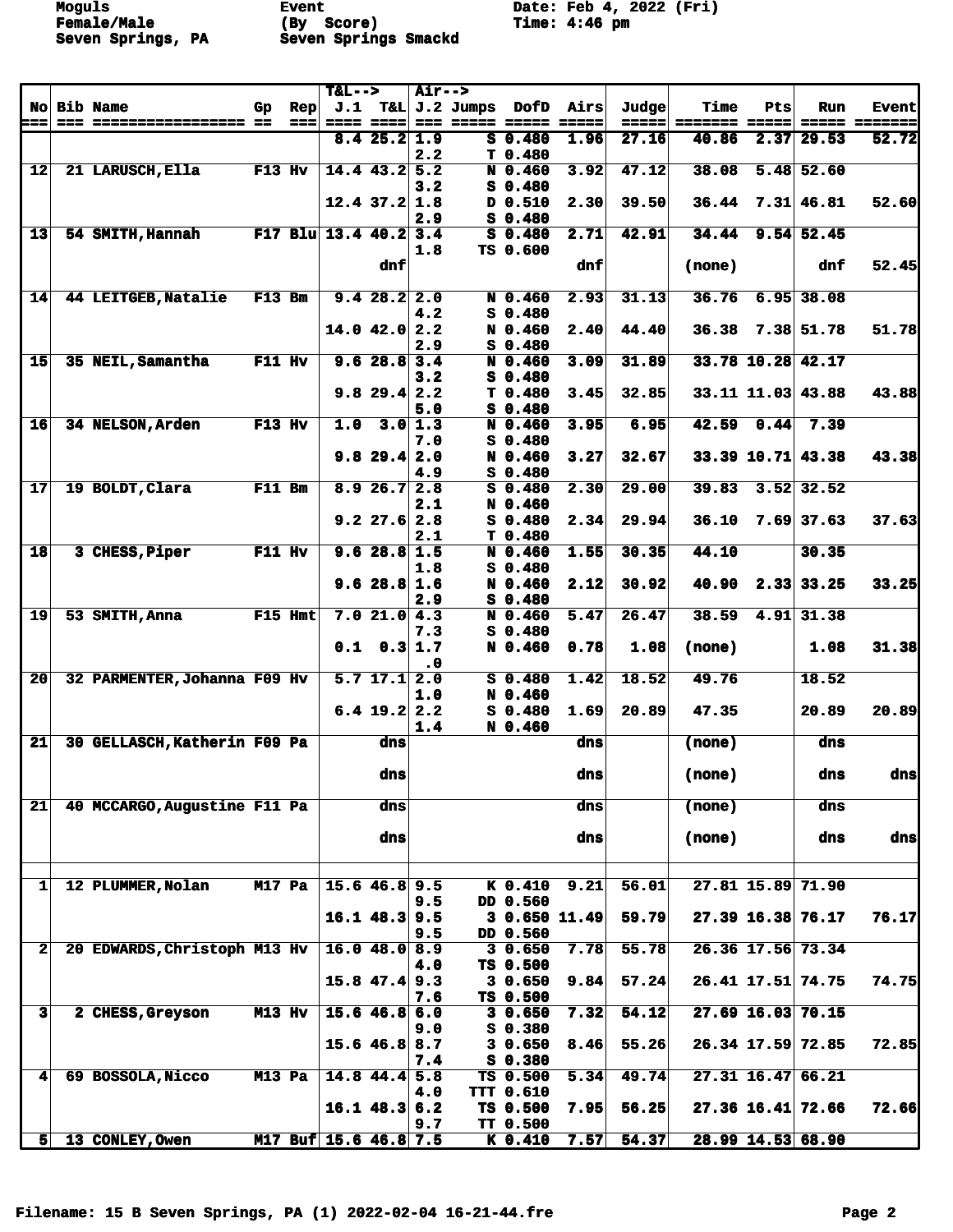Moguls
Female/Male
Seven Springs, PA

Event
(By Score)
Seven Springs Smackd

Date: Feb 4, 2022 (Fri)
Time: 4:46 pm

| No | Bib | Name | Gp | Rep | T&L--> J.1 | T&L | Air--> J.2 | Jumps | DofD | Airs | Judge | Time | Pts | Run | Event |
|---|---|---|---|---|---|---|---|---|---|---|---|---|---|---|---|
| | | | | | 8.4 | 25.2 | 1.9 | S | 0.480 | 1.96 | 27.16 | 40.86 | 2.37 | 29.53 | 52.72 |
| | | | | | | | 2.2 | T | 0.480 | | | | | | |
| 12 | 21 | LARUSCH,Ella | F13 | Hv | 14.4 | 43.2 | 5.2 | N | 0.460 | 3.92 | 47.12 | 38.08 | 5.48 | 52.60 | |
| | | | | | | | 3.2 | S | 0.480 | | | | | | |
| | | | | | 12.4 | 37.2 | 1.8 | D | 0.510 | 2.30 | 39.50 | 36.44 | 7.31 | 46.81 | 52.60 |
| | | | | | | | 2.9 | S | 0.480 | | | | | | |
| 13 | 54 | SMITH,Hannah | F17 | Blu | 13.4 | 40.2 | 3.4 | S | 0.480 | 2.71 | 42.91 | 34.44 | 9.54 | 52.45 | |
| | | | | | | | 1.8 | TS | 0.600 | | | | | | |
| | | | | | | dnf | | | | dnf | | (none) | | dnf | 52.45 |
| 14 | 44 | LEITGEB,Natalie | F13 | Bm | 9.4 | 28.2 | 2.0 | N | 0.460 | 2.93 | 31.13 | 36.76 | 6.95 | 38.08 | |
| | | | | | | | 4.2 | S | 0.480 | | | | | | |
| | | | | | 14.0 | 42.0 | 2.2 | N | 0.460 | 2.40 | 44.40 | 36.38 | 7.38 | 51.78 | 51.78 |
| | | | | | | | 2.9 | S | 0.480 | | | | | | |
| 15 | 35 | NEIL,Samantha | F11 | Hv | 9.6 | 28.8 | 3.4 | N | 0.460 | 3.09 | 31.89 | 33.78 | 10.28 | 42.17 | |
| | | | | | | | 3.2 | S | 0.480 | | | | | | |
| | | | | | 9.8 | 29.4 | 2.2 | T | 0.480 | 3.45 | 32.85 | 33.11 | 11.03 | 43.88 | 43.88 |
| | | | | | | | 5.0 | S | 0.480 | | | | | | |
| 16 | 34 | NELSON,Arden | F13 | Hv | 1.0 | 3.0 | 1.3 | N | 0.460 | 3.95 | 6.95 | 42.59 | 0.44 | 7.39 | |
| | | | | | | | 7.0 | S | 0.480 | | | | | | |
| | | | | | 9.8 | 29.4 | 2.0 | N | 0.460 | 3.27 | 32.67 | 33.39 | 10.71 | 43.38 | 43.38 |
| | | | | | | | 4.9 | S | 0.480 | | | | | | |
| 17 | 19 | BOLDT,Clara | F11 | Bm | 8.9 | 26.7 | 2.8 | S | 0.480 | 2.30 | 29.00 | 39.83 | 3.52 | 32.52 | |
| | | | | | | | 2.1 | N | 0.460 | | | | | | |
| | | | | | 9.2 | 27.6 | 2.8 | S | 0.480 | 2.34 | 29.94 | 36.10 | 7.69 | 37.63 | 37.63 |
| | | | | | | | 2.1 | T | 0.480 | | | | | | |
| 18 | 3 | CHESS,Piper | F11 | Hv | 9.6 | 28.8 | 1.5 | N | 0.460 | 1.55 | 30.35 | 44.10 | | 30.35 | |
| | | | | | | | 1.8 | S | 0.480 | | | | | | |
| | | | | | 9.6 | 28.8 | 1.6 | N | 0.460 | 2.12 | 30.92 | 40.90 | 2.33 | 33.25 | 33.25 |
| | | | | | | | 2.9 | S | 0.480 | | | | | | |
| 19 | 53 | SMITH,Anna | F15 | Hmt | 7.0 | 21.0 | 4.3 | N | 0.460 | 5.47 | 26.47 | 38.59 | 4.91 | 31.38 | |
| | | | | | | | 7.3 | S | 0.480 | | | | | | |
| | | | | | 0.1 | 0.3 | 1.7 | N | 0.460 | 0.78 | 1.08 | (none) | | 1.08 | 31.38 |
| | | | | | | | .0 | | | | | | | | |
| 20 | 32 | PARMENTER,Johanna | F09 | Hv | 5.7 | 17.1 | 2.0 | S | 0.480 | 1.42 | 18.52 | 49.76 | | 18.52 | |
| | | | | | | | 1.0 | N | 0.460 | | | | | | |
| | | | | | 6.4 | 19.2 | 2.2 | S | 0.480 | 1.69 | 20.89 | 47.35 | | 20.89 | 20.89 |
| | | | | | | | 1.4 | N | 0.460 | | | | | | |
| 21 | 30 | GELLASCH,Katherin | F09 | Pa | | dns | | | | dns | | (none) | | dns | |
| | | | | | | dns | | | | dns | | (none) | | dns | dns |
| 21 | 40 | MCCARGO,Augustine | F11 | Pa | | dns | | | | dns | | (none) | | dns | |
| | | | | | | dns | | | | dns | | (none) | | dns | dns |
| | | | | | | | | | | | | | | | |
| 1 | 12 | PLUMMER,Nolan | M17 | Pa | 15.6 | 46.8 | 9.5 | K | 0.410 | 9.21 | 56.01 | 27.81 | 15.89 | 71.90 | |
| | | | | | | | 9.5 | DD | 0.560 | | | | | | |
| | | | | | 16.1 | 48.3 | 9.5 | 3 | 0.650 | 11.49 | 59.79 | 27.39 | 16.38 | 76.17 | 76.17 |
| | | | | | | | 9.5 | DD | 0.560 | | | | | | |
| 2 | 20 | EDWARDS,Christoph | M13 | Hv | 16.0 | 48.0 | 8.9 | 3 | 0.650 | 7.78 | 55.78 | 26.36 | 17.56 | 73.34 | |
| | | | | | | | 4.0 | TS | 0.500 | | | | | | |
| | | | | | 15.8 | 47.4 | 9.3 | 3 | 0.650 | 9.84 | 57.24 | 26.41 | 17.51 | 74.75 | 74.75 |
| | | | | | | | 7.6 | TS | 0.500 | | | | | | |
| 3 | 2 | CHESS,Greyson | M13 | Hv | 15.6 | 46.8 | 6.0 | 3 | 0.650 | 7.32 | 54.12 | 27.69 | 16.03 | 70.15 | |
| | | | | | | | 9.0 | S | 0.380 | | | | | | |
| | | | | | 15.6 | 46.8 | 8.7 | 3 | 0.650 | 8.46 | 55.26 | 26.34 | 17.59 | 72.85 | 72.85 |
| | | | | | | | 7.4 | S | 0.380 | | | | | | |
| 4 | 69 | BOSSOLA,Nicco | M13 | Pa | 14.8 | 44.4 | 5.8 | TS | 0.500 | 5.34 | 49.74 | 27.31 | 16.47 | 66.21 | |
| | | | | | | | 4.0 | TTT | 0.610 | | | | | | |
| | | | | | 16.1 | 48.3 | 6.2 | TS | 0.500 | 7.95 | 56.25 | 27.36 | 16.41 | 72.66 | 72.66 |
| | | | | | | | 9.7 | TT | 0.500 | | | | | | |
| 5 | 13 | CONLEY,Owen | M17 | Buf | 15.6 | 46.8 | 7.5 | K | 0.410 | 7.57 | 54.37 | 28.99 | 14.53 | 68.90 | |

Filename: 15 B Seven Springs, PA (1) 2022-02-04 16-21-44.fre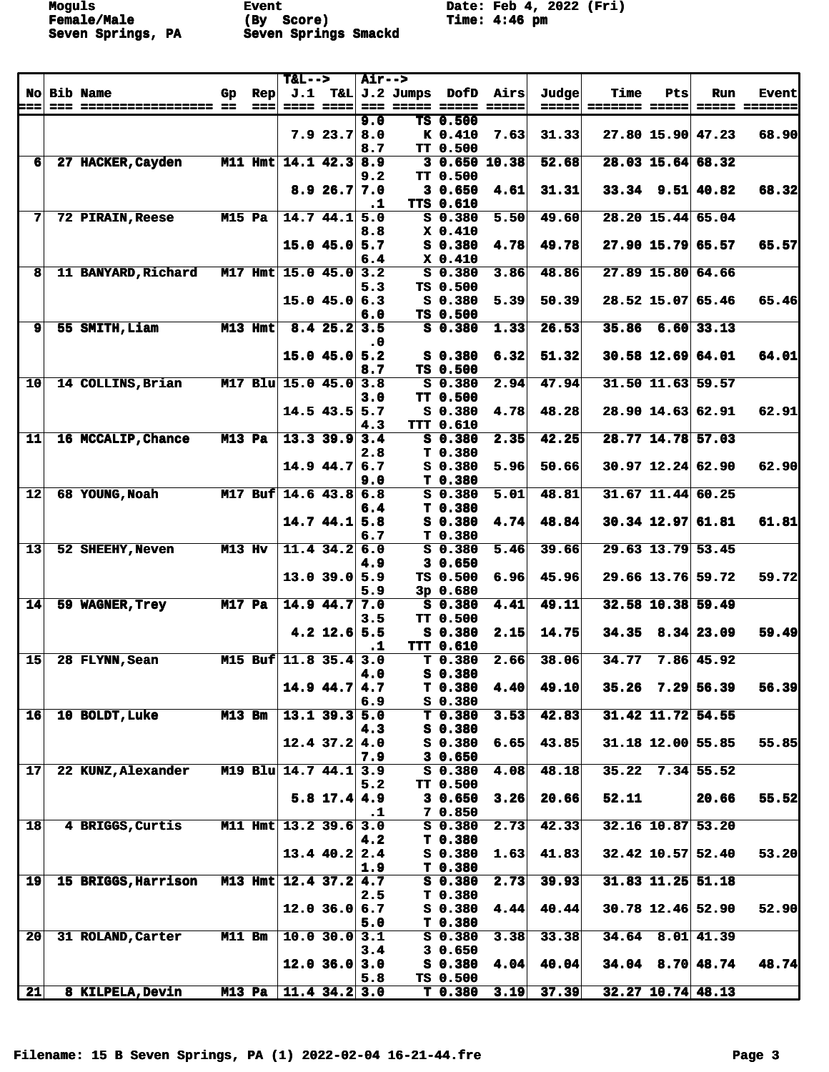Moguls Event Date: Feb 4, 2022 (Fri)
Female/Male (By Score) Time: 4:46 pm
Seven Springs, PA Seven Springs Smackd

| No | Bib | Name | Gp | Rep | T&L--> J.1 | T&L | Air--> J.2 | Jumps | DofD | Airs | Judge | Time | Pts | Run | Event |
|---|---|---|---|---|---|---|---|---|---|---|---|---|---|---|---|
| | | | | | | | 9.0 | TS | 0.500 | | | | | | |
| | | | | | 7.9 | 23.7 | 8.0 | K | 0.410 | 7.63 | 31.33 | 27.80 | 15.90 | 47.23 | 68.90 |
| | | | | | | | 8.7 | TT | 0.500 | | | | | | |
| 6 | 27 | HACKER,Cayden | M11 | Hmt | 14.1 | 42.3 | 8.9 | 3 | 0.650 | 10.38 | 52.68 | 28.03 | 15.64 | 68.32 | |
| | | | | | | | 9.2 | TT | 0.500 | | | | | | |
| | | | | | 8.9 | 26.7 | 7.0 | 3 | 0.650 | 4.61 | 31.31 | 33.34 | 9.51 | 40.82 | 68.32 |
| | | | | | | | .1 | TTS | 0.610 | | | | | | |
| 7 | 72 | PIRAIN,Reese | M15 | Pa | 14.7 | 44.1 | 5.0 | S | 0.380 | 5.50 | 49.60 | 28.20 | 15.44 | 65.04 | |
| | | | | | | | 8.8 | X | 0.410 | | | | | | |
| | | | | | 15.0 | 45.0 | 5.7 | S | 0.380 | 4.78 | 49.78 | 27.90 | 15.79 | 65.57 | 65.57 |
| | | | | | | | 6.4 | X | 0.410 | | | | | | |
| 8 | 11 | BANYARD,Richard | M17 | Hmt | 15.0 | 45.0 | 3.2 | S | 0.380 | 3.86 | 48.86 | 27.89 | 15.80 | 64.66 | |
| | | | | | | | 5.3 | TS | 0.500 | | | | | | |
| | | | | | 15.0 | 45.0 | 6.3 | S | 0.380 | 5.39 | 50.39 | 28.52 | 15.07 | 65.46 | 65.46 |
| | | | | | | | 6.0 | TS | 0.500 | | | | | | |
| 9 | 55 | SMITH,Liam | M13 | Hmt | 8.4 | 25.2 | 3.5 | S | 0.380 | 1.33 | 26.53 | 35.86 | 6.60 | 33.13 | |
| | | | | | | | .0 | | | | | | | | |
| | | | | | 15.0 | 45.0 | 5.2 | S | 0.380 | 6.32 | 51.32 | 30.58 | 12.69 | 64.01 | 64.01 |
| | | | | | | | 8.7 | TS | 0.500 | | | | | | |
| 10 | 14 | COLLINS,Brian | M17 | Blu | 15.0 | 45.0 | 3.8 | S | 0.380 | 2.94 | 47.94 | 31.50 | 11.63 | 59.57 | |
| | | | | | | | 3.0 | TT | 0.500 | | | | | | |
| | | | | | 14.5 | 43.5 | 5.7 | S | 0.380 | 4.78 | 48.28 | 28.90 | 14.63 | 62.91 | 62.91 |
| | | | | | | | 4.3 | TTT | 0.610 | | | | | | |
| 11 | 16 | MCCALIP,Chance | M13 | Pa | 13.3 | 39.9 | 3.4 | S | 0.380 | 2.35 | 42.25 | 28.77 | 14.78 | 57.03 | |
| | | | | | | | 2.8 | T | 0.380 | | | | | | |
| | | | | | 14.9 | 44.7 | 6.7 | S | 0.380 | 5.96 | 50.66 | 30.97 | 12.24 | 62.90 | 62.90 |
| | | | | | | | 9.0 | T | 0.380 | | | | | | |
| 12 | 68 | YOUNG,Noah | M17 | Buf | 14.6 | 43.8 | 6.8 | S | 0.380 | 5.01 | 48.81 | 31.67 | 11.44 | 60.25 | |
| | | | | | | | 6.4 | T | 0.380 | | | | | | |
| | | | | | 14.7 | 44.1 | 5.8 | S | 0.380 | 4.74 | 48.84 | 30.34 | 12.97 | 61.81 | 61.81 |
| | | | | | | | 6.7 | T | 0.380 | | | | | | |
| 13 | 52 | SHEEHY,Neven | M13 | Hv | 11.4 | 34.2 | 6.0 | S | 0.380 | 5.46 | 39.66 | 29.63 | 13.79 | 53.45 | |
| | | | | | | | 4.9 | 3 | 0.650 | | | | | | |
| | | | | | 13.0 | 39.0 | 5.9 | TS | 0.500 | 6.96 | 45.96 | 29.66 | 13.76 | 59.72 | 59.72 |
| | | | | | | | 5.9 | 3p | 0.680 | | | | | | |
| 14 | 59 | WAGNER,Trey | M17 | Pa | 14.9 | 44.7 | 7.0 | S | 0.380 | 4.41 | 49.11 | 32.58 | 10.38 | 59.49 | |
| | | | | | | | 3.5 | TT | 0.500 | | | | | | |
| | | | | | 4.2 | 12.6 | 5.5 | S | 0.380 | 2.15 | 14.75 | 34.35 | 8.34 | 23.09 | 59.49 |
| | | | | | | | .1 | TTT | 0.610 | | | | | | |
| 15 | 28 | FLYNN,Sean | M15 | Buf | 11.8 | 35.4 | 3.0 | T | 0.380 | 2.66 | 38.06 | 34.77 | 7.86 | 45.92 | |
| | | | | | | | 4.0 | S | 0.380 | | | | | | |
| | | | | | 14.9 | 44.7 | 4.7 | T | 0.380 | 4.40 | 49.10 | 35.26 | 7.29 | 56.39 | 56.39 |
| | | | | | | | 6.9 | S | 0.380 | | | | | | |
| 16 | 10 | BOLDT,Luke | M13 | Bm | 13.1 | 39.3 | 5.0 | T | 0.380 | 3.53 | 42.83 | 31.42 | 11.72 | 54.55 | |
| | | | | | | | 4.3 | S | 0.380 | | | | | | |
| | | | | | 12.4 | 37.2 | 4.0 | S | 0.380 | 6.65 | 43.85 | 31.18 | 12.00 | 55.85 | 55.85 |
| | | | | | | | 7.9 | 3 | 0.650 | | | | | | |
| 17 | 22 | KUNZ,Alexander | M19 | Blu | 14.7 | 44.1 | 3.9 | S | 0.380 | 4.08 | 48.18 | 35.22 | 7.34 | 55.52 | |
| | | | | | | | 5.2 | TT | 0.500 | | | | | | |
| | | | | | 5.8 | 17.4 | 4.9 | 3 | 0.650 | 3.26 | 20.66 | 52.11 | | 20.66 | 55.52 |
| | | | | | | | .1 | 7 | 0.850 | | | | | | |
| 18 | 4 | BRIGGS,Curtis | M11 | Hmt | 13.2 | 39.6 | 3.0 | S | 0.380 | 2.73 | 42.33 | 32.16 | 10.87 | 53.20 | |
| | | | | | | | 4.2 | T | 0.380 | | | | | | |
| | | | | | 13.4 | 40.2 | 2.4 | S | 0.380 | 1.63 | 41.83 | 32.42 | 10.57 | 52.40 | 53.20 |
| | | | | | | | 1.9 | T | 0.380 | | | | | | |
| 19 | 15 | BRIGGS,Harrison | M13 | Hmt | 12.4 | 37.2 | 4.7 | S | 0.380 | 2.73 | 39.93 | 31.83 | 11.25 | 51.18 | |
| | | | | | | | 2.5 | T | 0.380 | | | | | | |
| | | | | | 12.0 | 36.0 | 6.7 | S | 0.380 | 4.44 | 40.44 | 30.78 | 12.46 | 52.90 | 52.90 |
| | | | | | | | 5.0 | T | 0.380 | | | | | | |
| 20 | 31 | ROLAND,Carter | M11 | Bm | 10.0 | 30.0 | 3.1 | S | 0.380 | 3.38 | 33.38 | 34.64 | 8.01 | 41.39 | |
| | | | | | | | 3.4 | 3 | 0.650 | | | | | | |
| | | | | | 12.0 | 36.0 | 3.0 | S | 0.380 | 4.04 | 40.04 | 34.04 | 8.70 | 48.74 | 48.74 |
| | | | | | | | 5.8 | TS | 0.500 | | | | | | |
| 21 | 8 | KILPELA,Devin | M13 | Pa | 11.4 | 34.2 | 3.0 | T | 0.380 | 3.19 | 37.39 | 32.27 | 10.74 | 48.13 | |

Filename: 15 B Seven Springs, PA (1) 2022-02-04 16-21-44.fre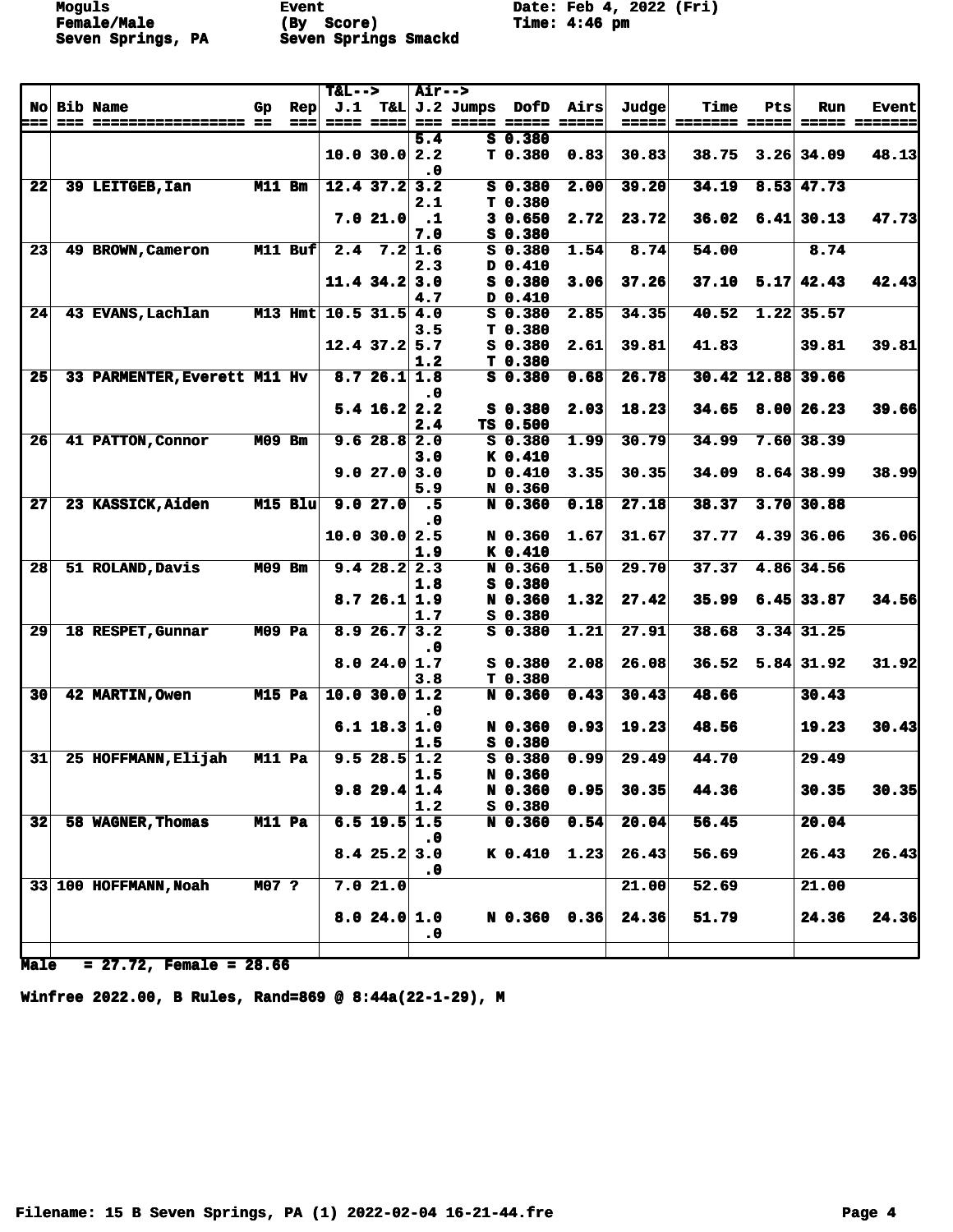Moguls Event Date: Feb 4, 2022 (Fri)
Female/Male (By Score) Time: 4:46 pm
Seven Springs, PA Seven Springs Smackd

| No | Bib | Name | Gp | Rep | T&L--> J.1 | T&L | Air--> J.2 | Jumps | DofD | Airs | Judge | Time | Pts | Run | Event |
|---|---|---|---|---|---|---|---|---|---|---|---|---|---|---|---|
| | | | | | | | 5.4 | S | 0.380 | | | | | | |
| | | | | | 10.0 | 30.0 | 2.2 | T | 0.380 | 0.83 | 30.83 | 38.75 | 3.26 | 34.09 | 48.13 |
| | | | | | | | .0 | | | | | | | | |
| 22 | 39 | LEITGEB,Ian | M11 | Bm | 12.4 | 37.2 | 3.2 | S | 0.380 | 2.00 | 39.20 | 34.19 | 8.53 | 47.73 | |
| | | | | | | | 2.1 | T | 0.380 | | | | | | |
| | | | | | 7.0 | 21.0 | .1 | 3 | 0.650 | 2.72 | 23.72 | 36.02 | 6.41 | 30.13 | 47.73 |
| | | | | | | | 7.0 | S | 0.380 | | | | | | |
| 23 | 49 | BROWN,Cameron | M11 | Buf | 2.4 | 7.2 | 1.6 | S | 0.380 | 1.54 | 8.74 | 54.00 | | 8.74 | |
| | | | | | | | 2.3 | D | 0.410 | | | | | | |
| | | | | | 11.4 | 34.2 | 3.0 | S | 0.380 | 3.06 | 37.26 | 37.10 | 5.17 | 42.43 | 42.43 |
| | | | | | | | 4.7 | D | 0.410 | | | | | | |
| 24 | 43 | EVANS,Lachlan | M13 | Hmt | 10.5 | 31.5 | 4.0 | S | 0.380 | 2.85 | 34.35 | 40.52 | 1.22 | 35.57 | |
| | | | | | | | 3.5 | T | 0.380 | | | | | | |
| | | | | | 12.4 | 37.2 | 5.7 | S | 0.380 | 2.61 | 39.81 | 41.83 | | 39.81 | 39.81 |
| | | | | | | | 1.2 | T | 0.380 | | | | | | |
| 25 | 33 | PARMENTER,Everett | M11 | Hv | 8.7 | 26.1 | 1.8 | S | 0.380 | 0.68 | 26.78 | 30.42 | 12.88 | 39.66 | |
| | | | | | | | .0 | | | | | | | | |
| | | | | | 5.4 | 16.2 | 2.2 | S | 0.380 | 2.03 | 18.23 | 34.65 | 8.00 | 26.23 | 39.66 |
| | | | | | | | 2.4 | TS | 0.500 | | | | | | |
| 26 | 41 | PATTON,Connor | M09 | Bm | 9.6 | 28.8 | 2.0 | S | 0.380 | 1.99 | 30.79 | 34.99 | 7.60 | 38.39 | |
| | | | | | | | 3.0 | K | 0.410 | | | | | | |
| | | | | | 9.0 | 27.0 | 3.0 | D | 0.410 | 3.35 | 30.35 | 34.09 | 8.64 | 38.99 | 38.99 |
| | | | | | | | 5.9 | N | 0.360 | | | | | | |
| 27 | 23 | KASSICK,Aiden | M15 | Blu | 9.0 | 27.0 | .5 | N | 0.360 | 0.18 | 27.18 | 38.37 | 3.70 | 30.88 | |
| | | | | | | | .0 | | | | | | | | |
| | | | | | 10.0 | 30.0 | 2.5 | N | 0.360 | 1.67 | 31.67 | 37.77 | 4.39 | 36.06 | 36.06 |
| | | | | | | | 1.9 | K | 0.410 | | | | | | |
| 28 | 51 | ROLAND,Davis | M09 | Bm | 9.4 | 28.2 | 2.3 | N | 0.360 | 1.50 | 29.70 | 37.37 | 4.86 | 34.56 | |
| | | | | | | | 1.8 | S | 0.380 | | | | | | |
| | | | | | 8.7 | 26.1 | 1.9 | N | 0.360 | 1.32 | 27.42 | 35.99 | 6.45 | 33.87 | 34.56 |
| | | | | | | | 1.7 | S | 0.380 | | | | | | |
| 29 | 18 | RESPET,Gunnar | M09 | Pa | 8.9 | 26.7 | 3.2 | S | 0.380 | 1.21 | 27.91 | 38.68 | 3.34 | 31.25 | |
| | | | | | | | .0 | | | | | | | | |
| | | | | | 8.0 | 24.0 | 1.7 | S | 0.380 | 2.08 | 26.08 | 36.52 | 5.84 | 31.92 | 31.92 |
| | | | | | | | 3.8 | T | 0.380 | | | | | | |
| 30 | 42 | MARTIN,Owen | M15 | Pa | 10.0 | 30.0 | 1.2 | N | 0.360 | 0.43 | 30.43 | 48.66 | | 30.43 | |
| | | | | | | | .0 | | | | | | | | |
| | | | | | 6.1 | 18.3 | 1.0 | N | 0.360 | 0.93 | 19.23 | 48.56 | | 19.23 | 30.43 |
| | | | | | | | 1.5 | S | 0.380 | | | | | | |
| 31 | 25 | HOFFMANN,Elijah | M11 | Pa | 9.5 | 28.5 | 1.2 | S | 0.380 | 0.99 | 29.49 | 44.70 | | 29.49 | |
| | | | | | | | 1.5 | N | 0.360 | | | | | | |
| | | | | | 9.8 | 29.4 | 1.4 | N | 0.360 | 0.95 | 30.35 | 44.36 | | 30.35 | 30.35 |
| | | | | | | | 1.2 | S | 0.380 | | | | | | |
| 32 | 58 | WAGNER,Thomas | M11 | Pa | 6.5 | 19.5 | 1.5 | N | 0.360 | 0.54 | 20.04 | 56.45 | | 20.04 | |
| | | | | | | | .0 | | | | | | | | |
| | | | | | 8.4 | 25.2 | 3.0 | K | 0.410 | 1.23 | 26.43 | 56.69 | | 26.43 | 26.43 |
| | | | | | | | .0 | | | | | | | | |
| 33 | 100 | HOFFMANN,Noah | M07 | ? | 7.0 | 21.0 | | | | | 21.00 | 52.69 | | 21.00 | |
| | | | | | 8.0 | 24.0 | 1.0 | N | 0.360 | 0.36 | 24.36 | 51.79 | | 24.36 | 24.36 |
| | | | | | | | .0 | | | | | | | | |

Male = 27.72, Female = 28.66

Winfree 2022.00, B Rules, Rand=869 @ 8:44a(22-1-29), M

Filename: 15 B Seven Springs, PA (1) 2022-02-04 16-21-44.fre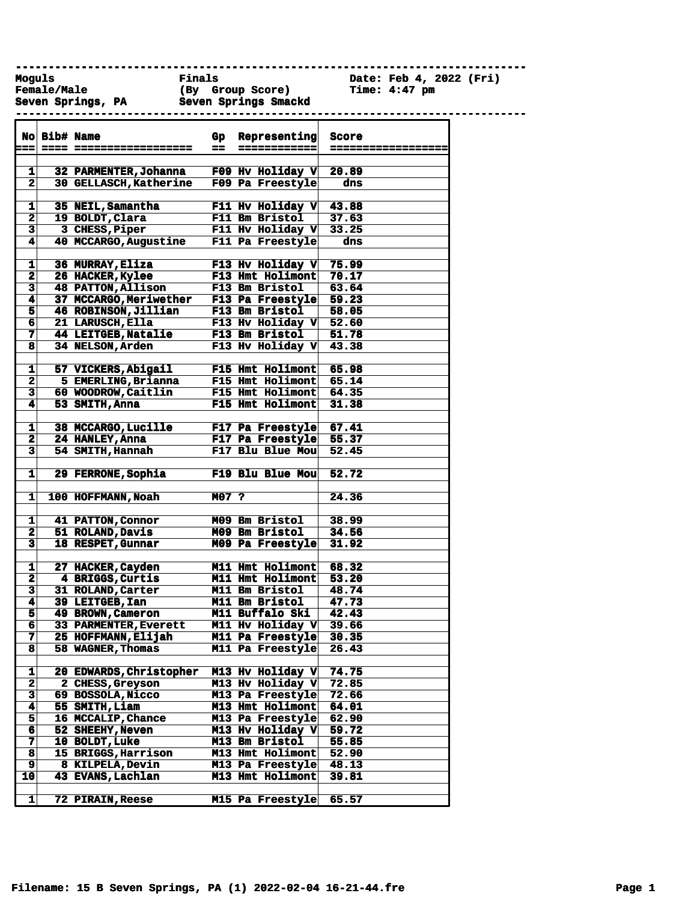```
---------------------------------------------------------------------------
Moguls                  Finals                      Date: Feb 4, 2022 (Fri)
Female/Male             (By  Group Score)           Time: 4:47 pm
Seven Springs, PA       Seven Springs Smackd
---------------------------------------------------------------------------
```

| No | Bib# | Name | Gp | Representing | Score |
|---|---|---|---|---|---|
| 1 | 32 | PARMENTER,Johanna | F09 | Hv Holiday V | 20.89 |
| 2 | 30 | GELLASCH,Katherine | F09 | Pa Freestyle | dns |
| | | | | | |
| 1 | 35 | NEIL,Samantha | F11 | Hv Holiday V | 43.88 |
| 2 | 19 | BOLDT,Clara | F11 | Bm Bristol | 37.63 |
| 3 | 3 | CHESS,Piper | F11 | Hv Holiday V | 33.25 |
| 4 | 40 | MCCARGO,Augustine | F11 | Pa Freestyle | dns |
| | | | | | |
| 1 | 36 | MURRAY,Eliza | F13 | Hv Holiday V | 75.99 |
| 2 | 26 | HACKER,Kylee | F13 | Hmt Holimont | 70.17 |
| 3 | 48 | PATTON,Allison | F13 | Bm Bristol | 63.64 |
| 4 | 37 | MCCARGO,Meriwether | F13 | Pa Freestyle | 59.23 |
| 5 | 46 | ROBINSON,Jillian | F13 | Bm Bristol | 58.05 |
| 6 | 21 | LARUSCH,Ella | F13 | Hv Holiday V | 52.60 |
| 7 | 44 | LEITGEB,Natalie | F13 | Bm Bristol | 51.78 |
| 8 | 34 | NELSON,Arden | F13 | Hv Holiday V | 43.38 |
| | | | | | |
| 1 | 57 | VICKERS,Abigail | F15 | Hmt Holimont | 65.98 |
| 2 | 5 | EMERLING,Brianna | F15 | Hmt Holimont | 65.14 |
| 3 | 60 | WOODROW,Caitlin | F15 | Hmt Holimont | 64.35 |
| 4 | 53 | SMITH,Anna | F15 | Hmt Holimont | 31.38 |
| | | | | | |
| 1 | 38 | MCCARGO,Lucille | F17 | Pa Freestyle | 67.41 |
| 2 | 24 | HANLEY,Anna | F17 | Pa Freestyle | 55.37 |
| 3 | 54 | SMITH,Hannah | F17 | Blu Blue Mou | 52.45 |
| | | | | | |
| 1 | 29 | FERRONE,Sophia | F19 | Blu Blue Mou | 52.72 |
| | | | | | |
| 1 | 100 | HOFFMANN,Noah | M07 | ? | 24.36 |
| | | | | | |
| 1 | 41 | PATTON,Connor | M09 | Bm Bristol | 38.99 |
| 2 | 51 | ROLAND,Davis | M09 | Bm Bristol | 34.56 |
| 3 | 18 | RESPET,Gunnar | M09 | Pa Freestyle | 31.92 |
| | | | | | |
| 1 | 27 | HACKER,Cayden | M11 | Hmt Holimont | 68.32 |
| 2 | 4 | BRIGGS,Curtis | M11 | Hmt Holimont | 53.20 |
| 3 | 31 | ROLAND,Carter | M11 | Bm Bristol | 48.74 |
| 4 | 39 | LEITGEB,Ian | M11 | Bm Bristol | 47.73 |
| 5 | 49 | BROWN,Cameron | M11 | Buffalo Ski | 42.43 |
| 6 | 33 | PARMENTER,Everett | M11 | Hv Holiday V | 39.66 |
| 7 | 25 | HOFFMANN,Elijah | M11 | Pa Freestyle | 30.35 |
| 8 | 58 | WAGNER,Thomas | M11 | Pa Freestyle | 26.43 |
| | | | | | |
| 1 | 20 | EDWARDS,Christopher | M13 | Hv Holiday V | 74.75 |
| 2 | 2 | CHESS,Greyson | M13 | Hv Holiday V | 72.85 |
| 3 | 69 | BOSSOLA,Nicco | M13 | Pa Freestyle | 72.66 |
| 4 | 55 | SMITH,Liam | M13 | Hmt Holimont | 64.01 |
| 5 | 16 | MCCALIP,Chance | M13 | Pa Freestyle | 62.90 |
| 6 | 52 | SHEEHY,Neven | M13 | Hv Holiday V | 59.72 |
| 7 | 10 | BOLDT,Luke | M13 | Bm Bristol | 55.85 |
| 8 | 15 | BRIGGS,Harrison | M13 | Hmt Holimont | 52.90 |
| 9 | 8 | KILPELA,Devin | M13 | Pa Freestyle | 48.13 |
| 10 | 43 | EVANS,Lachlan | M13 | Hmt Holimont | 39.81 |
| | | | | | |
| 1 | 72 | PIRAIN,Reese | M15 | Pa Freestyle | 65.57 |

Filename: 15 B Seven Springs, PA (1) 2022-02-04 16-21-44.fre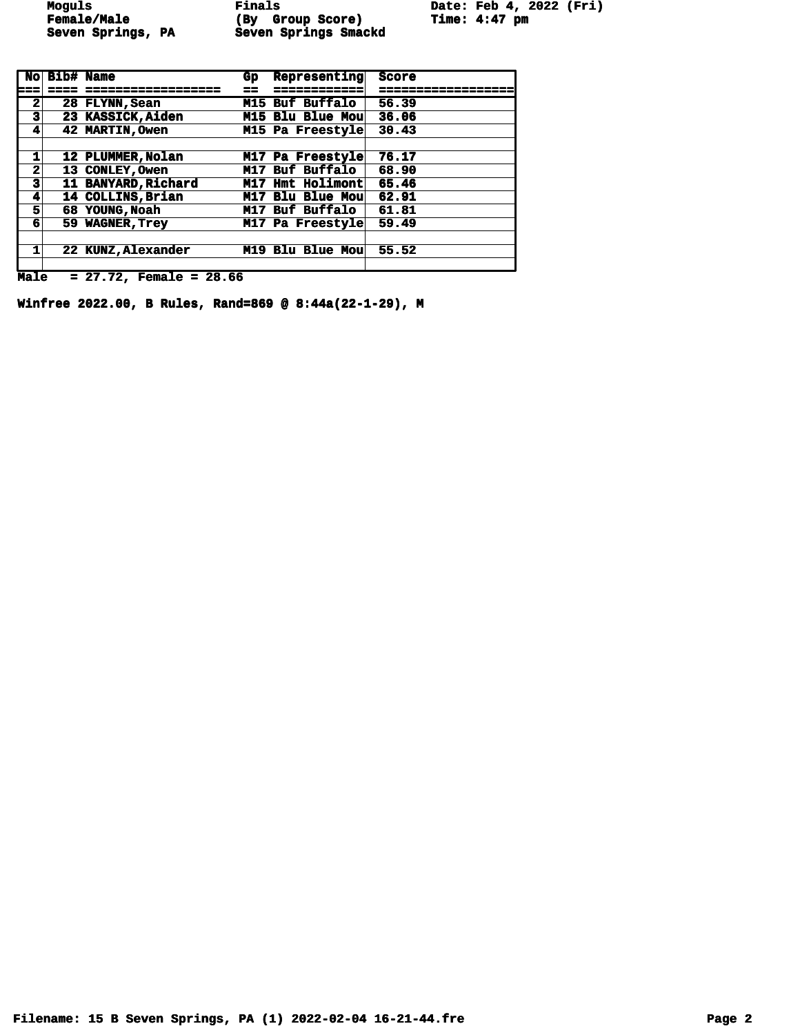Moguls Finals Date: Feb 4, 2022 (Fri)
Female/Male (By Group Score) Time: 4:47 pm
Seven Springs, PA Seven Springs Smackd

| No | Bib# | Name | Gp | Representing | Score |
|---|---|---|---|---|---|
| 2 | 28 | FLYNN,Sean | M15 | Buf Buffalo | 56.39 |
| 3 | 23 | KASSICK,Aiden | M15 | Blu Blue Mou | 36.06 |
| 4 | 42 | MARTIN,Owen | M15 | Pa Freestyle | 30.43 |
| | | | | | |
| 1 | 12 | PLUMMER,Nolan | M17 | Pa Freestyle | 76.17 |
| 2 | 13 | CONLEY,Owen | M17 | Buf Buffalo | 68.90 |
| 3 | 11 | BANYARD,Richard | M17 | Hmt Holimont | 65.46 |
| 4 | 14 | COLLINS,Brian | M17 | Blu Blue Mou | 62.91 |
| 5 | 68 | YOUNG,Noah | M17 | Buf Buffalo | 61.81 |
| 6 | 59 | WAGNER,Trey | M17 | Pa Freestyle | 59.49 |
| | | | | | |
| 1 | 22 | KUNZ,Alexander | M19 | Blu Blue Mou | 55.52 |

Male = 27.72, Female = 28.66

Winfree 2022.00, B Rules, Rand=869 @ 8:44a(22-1-29), M

Filename: 15 B Seven Springs, PA (1) 2022-02-04 16-21-44.fre